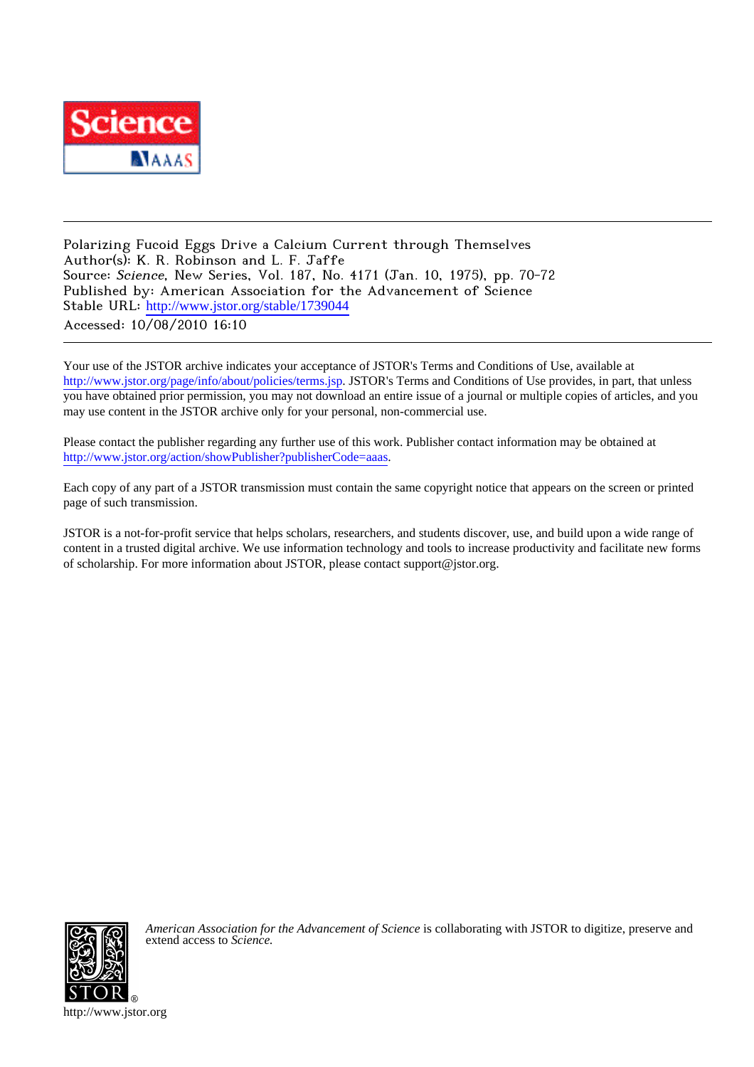Polarizing Fucoid Eggs Drive a Calcium Current through Themselves
Author(s): K. R. Robinson and L. F. Jaffe
Source: *Science*, New Series, Vol. 187, No. 4171 (Jan. 10, 1975), pp. 70-72
Published by: American Association for the Advancement of Science
Stable URL: http://www.jstor.org/stable/1739044
Accessed: 10/08/2010 16:10

---

Your use of the JSTOR archive indicates your acceptance of JSTOR's Terms and Conditions of Use, available at http://www.jstor.org/page/info/about/policies/terms.jsp. JSTOR's Terms and Conditions of Use provides, in part, that unless you have obtained prior permission, you may not download an entire issue of a journal or multiple copies of articles, and you may use content in the JSTOR archive only for your personal, non-commercial use.

Please contact the publisher regarding any further use of this work. Publisher contact information may be obtained at http://www.jstor.org/action/showPublisher?publisherCode=aaas.

Each copy of any part of a JSTOR transmission must contain the same copyright notice that appears on the screen or printed page of such transmission.

JSTOR is a not-for-profit service that helps scholars, researchers, and students discover, use, and build upon a wide range of content in a trusted digital archive. We use information technology and tools to increase productivity and facilitate new forms of scholarship. For more information about JSTOR, please contact support@jstor.org.

*American Association for the Advancement of Science* is collaborating with JSTOR to digitize, preserve and extend access to *Science*.

http://www.jstor.org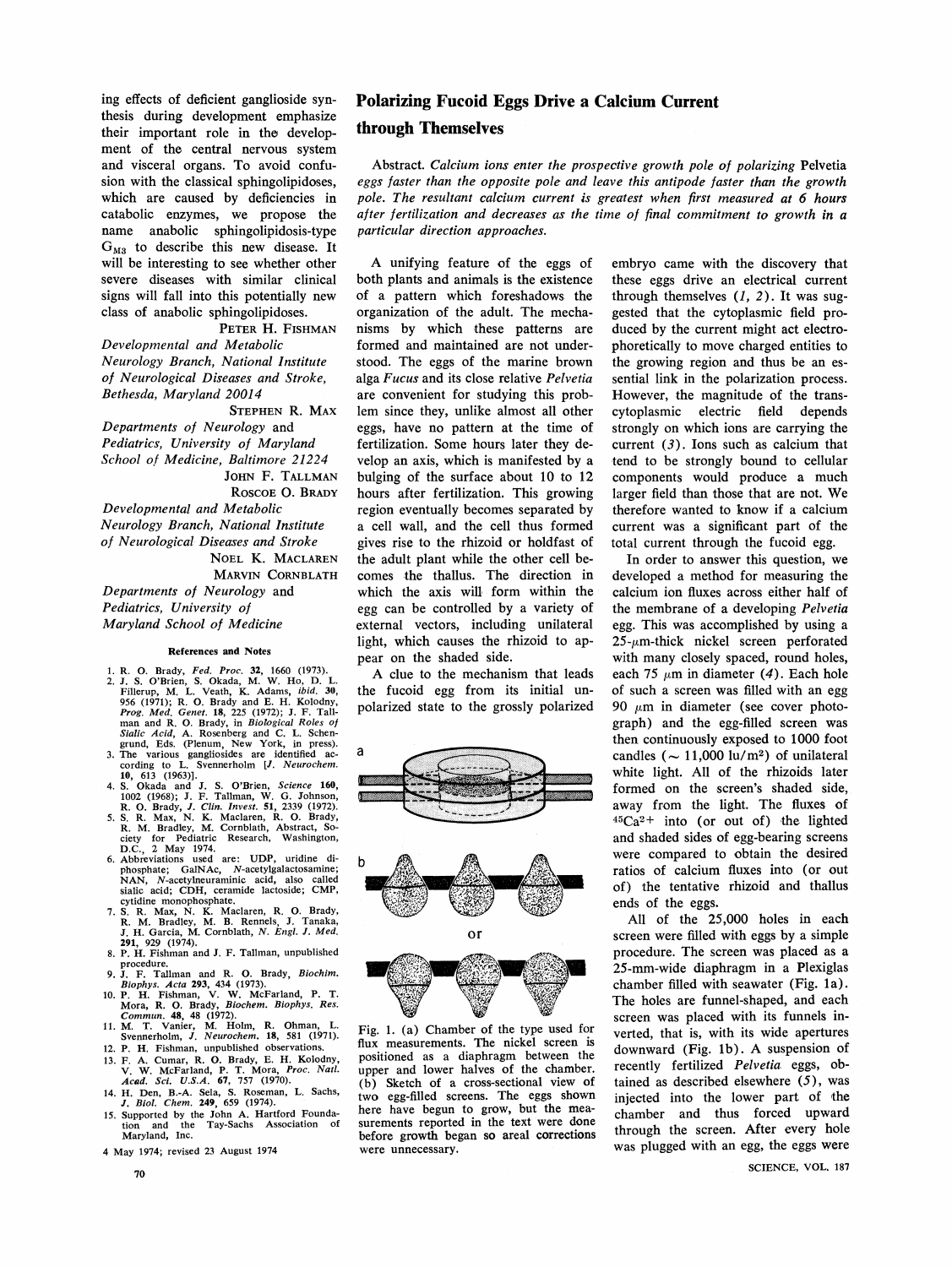ing effects of deficient ganglioside synthesis during development emphasize their important role in the development of the central nervous system and visceral organs. To avoid confusion with the classical sphingolipidoses, which are caused by deficiencies in catabolic enzymes, we propose the name anabolic sphingolipidosis-type $G_{M3}$ to describe this new disease. It will be interesting to see whether other severe diseases with similar clinical signs will fall into this potentially new class of anabolic sphingolipidoses.

PETER H. FISHMAN

*Developmental and Metabolic Neurology Branch, National Institute of Neurological Diseases and Stroke, Bethesda, Maryland 20014*

STEPHEN R. MAX

*Departments of Neurology and Pediatrics, University of Maryland School of Medicine, Baltimore 21224*

JOHN F. TALLMAN
ROSCOE O. BRADY

*Developmental and Metabolic Neurology Branch, National Institute of Neurological Diseases and Stroke*

NOEL K. MACLAREN
MARVIN CORNBLATH

*Departments of Neurology and Pediatrics, University of Maryland School of Medicine*

**References and Notes**

1. R. O. Brady, *Fed. Proc.* 32, 1660 (1973).
2. J. S. O'Brien, S. Okada, M. W. Ho, D. L. Fillerup, M. L. Veath, K. Adams, *ibid.* 30, 956 (1971); R. O. Brady and E. H. Kolodny, *Prog. Med. Genet.* 18, 225 (1972); J. F. Tallman and R. O. Brady, in *Biological Roles of Sialic Acid*, A. Rosenberg and C. L. Schengrund, Eds. (Plenum, New York, in press).
3. The various gangliosides are identified according to L. Svennerholm [*J. Neurochem.* 10, 613 (1963)].
4. S. Okada and J. S. O'Brien, *Science* 160, 1002 (1968); J. F. Tallman, W. G. Johnson, R. O. Brady, *J. Clin. Invest.* 51, 2339 (1972).
5. S. R. Max, N. K. Maclaren, R. O. Brady, R. M. Bradley, M. Cornblath, Abstract, Society for Pediatric Research, Washington, D.C., 2 May 1974.
6. Abbreviations used are: UDP, uridine diphosphate; GalNAc, *N*-acetylgalactosamine; NAN, *N*-acetylneuraminic acid, also called sialic acid; CDH, ceramide lactoside; CMP, cytidine monophosphate.
7. S. R. Max, N. K. Maclaren, R. O. Brady, R. M. Bradley, M. B. Rennels, J. Tanaka, J. H. Garcia, M. Cornblath, *N. Engl. J. Med.* 291, 929 (1974).
8. P. H. Fishman and J. F. Tallman, unpublished procedure.
9. J. F. Tallman and R. O. Brady, *Biochim. Biophys. Acta* 293, 434 (1973).
10. P. H. Fishman, V. W. McFarland, P. T. Mora, R. O. Brady, *Biochem. Biophys. Res. Commun.* 48, 48 (1972).
11. M. T. Vanier, M. Holm, R. Ohman, L. Svennerholm, *J. Neurochem.* 18, 581 (1971).
12. P. H. Fishman, unpublished observations.
13. F. A. Cumar, R. O. Brady, E. H. Kolodny, V. W. McFarland, P. T. Mora, *Proc. Natl. Acad. Sci. U.S.A.* 67, 757 (1970).
14. H. Den, B.-A. Sela, S. Roseman, L. Sachs, *J. Biol. Chem.* 249, 659 (1974).
15. Supported by the John A. Hartford Foundation and the Tay-Sachs Association of Maryland, Inc.

4 May 1974; revised 23 August 1974

# Polarizing Fucoid Eggs Drive a Calcium Current through Themselves

*Abstract. Calcium ions enter the prospective growth pole of polarizing* Pelvetia *eggs faster than the opposite pole and leave this antipode faster than the growth pole. The resultant calcium current is greatest when first measured at 6 hours after fertilization and decreases as the time of final commitment to growth in a particular direction approaches.*

A unifying feature of the eggs of both plants and animals is the existence of a pattern which foreshadows the organization of the adult. The mechanisms by which these patterns are formed and maintained are not understood. The eggs of the marine brown alga *Fucus* and its close relative *Pelvetia* are convenient for studying this problem since they, unlike almost all other eggs, have no pattern at the time of fertilization. Some hours later they develop an axis, which is manifested by a bulging of the surface about 10 to 12 hours after fertilization. This growing region eventually becomes separated by a cell wall, and the cell thus formed gives rise to the rhizoid or holdfast of the adult plant while the other cell becomes the thallus. The direction in which the axis will form within the egg can be controlled by a variety of external vectors, including unilateral light, which causes the rhizoid to appear on the shaded side.

A clue to the mechanism that leads the fucoid egg from its initial unpolarized state to the grossly polarized embryo came with the discovery that these eggs drive an electrical current through themselves (*1, 2*). It was suggested that the cytoplasmic field produced by the current might act electrophoretically to move charged entities to the growing region and thus be an essential link in the polarization process. However, the magnitude of the transcytoplasmic electric field depends strongly on which ions are carrying the current (*3*). Ions such as calcium that tend to be strongly bound to cellular components would produce a much larger field than those that are not. We therefore wanted to know if a calcium current was a significant part of the total current through the fucoid egg.

In order to answer this question, we developed a method for measuring the calcium ion fluxes across either half of the membrane of a developing *Pelvetia* egg. This was accomplished by using a 25-μm-thick nickel screen perforated with many closely spaced, round holes, each 75 μm in diameter (*4*). Each hole of such a screen was filled with an egg 90 μm in diameter (see cover photograph) and the egg-filled screen was then continuously exposed to 1000 foot candles (~ 11,000 lu/m²) of unilateral white light. All of the rhizoids later formed on the screen's shaded side, away from the light. The fluxes of $^{45}Ca^{2+}$ into (or out of) the lighted and shaded sides of egg-bearing screens were compared to obtain the desired ratios of calcium fluxes into (or out of) the tentative rhizoid and thallus ends of the eggs.

All of the 25,000 holes in each screen were filled with eggs by a simple procedure. The screen was placed as a 25-mm-wide diaphragm in a Plexiglas chamber filled with seawater (Fig. 1a). The holes are funnel-shaped, and each screen was placed with its funnels inverted, that is, with its wide apertures downward (Fig. 1b). A suspension of recently fertilized *Pelvetia* eggs, obtained as described elsewhere (*5*), was injected into the lower part of the chamber and thus forced upward through the screen. After every hole was plugged with an egg, the eggs were

Fig. 1. (a) Chamber of the type used for flux measurements. The nickel screen is positioned as a diaphragm between the upper and lower halves of the chamber. (b) Sketch of a cross-sectional view of two egg-filled screens. The eggs shown here have begun to grow, but the measurements reported in the text were done before growth began so areal corrections were unnecessary.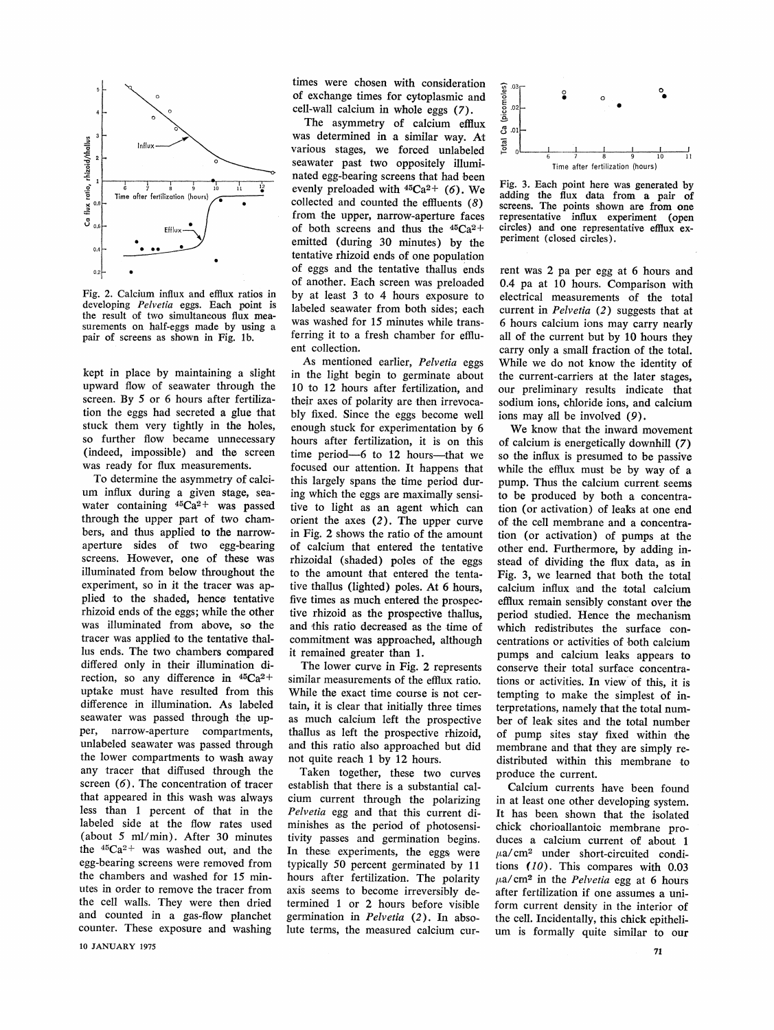Fig. 2. Calcium influx and efflux ratios in developing *Pelvetia* eggs. Each point is the result of two simultaneous flux measurements on half-eggs made by using a pair of screens as shown in Fig. 1b.

kept in place by maintaining a slight upward flow of seawater through the screen. By 5 or 6 hours after fertilization the eggs had secreted a glue that stuck them very tightly in the holes, so further flow became unnecessary (indeed, impossible) and the screen was ready for flux measurements.

To determine the asymmetry of calcium influx during a given stage, seawater containing $^{45}Ca^{2+}$ was passed through the upper part of two chambers, and thus applied to the narrow-aperture sides of two egg-bearing screens. However, one of these was illuminated from below throughout the experiment, so in it the tracer was applied to the shaded, hence tentative rhizoid ends of the eggs; while the other was illuminated from above, so the tracer was applied to the tentative thallus ends. The two chambers compared differed only in their illumination direction, so any difference in $^{45}Ca^{2+}$ uptake must have resulted from this difference in illumination. As labeled seawater was passed through the upper, narrow-aperture compartments, unlabeled seawater was passed through the lower compartments to wash away any tracer that diffused through the screen (6). The concentration of tracer that appeared in this wash was always less than 1 percent of that in the labeled side at the flow rates used (about 5 ml/min). After 30 minutes the $^{45}Ca^{2+}$ was washed out, and the egg-bearing screens were removed from the chambers and washed for 15 minutes in order to remove the tracer from the cell walls. They were then dried and counted in a gas-flow planchet counter. These exposure and washing times were chosen with consideration of exchange times for cytoplasmic and cell-wall calcium in whole eggs (7).

The asymmetry of calcium efflux was determined in a similar way. At various stages, we forced unlabeled seawater past two oppositely illuminated egg-bearing screens that had been evenly preloaded with $^{45}Ca^{2+}$ (6). We collected and counted the effluents (8) from the upper, narrow-aperture faces of both screens and thus the $^{45}Ca^{2+}$ emitted (during 30 minutes) by the tentative rhizoid ends of one population of eggs and the tentative thallus ends of another. Each screen was preloaded by at least 3 to 4 hours exposure to labeled seawater from both sides; each was washed for 15 minutes while transferring it to a fresh chamber for effluent collection.

As mentioned earlier, *Pelvetia* eggs in the light begin to germinate about 10 to 12 hours after fertilization, and their axes of polarity are then irrevocably fixed. Since the eggs become well enough stuck for experimentation by 6 hours after fertilization, it is on this time period—6 to 12 hours—that we focused our attention. It happens that this largely spans the time period during which the eggs are maximally sensitive to light as an agent which can orient the axes (2). The upper curve in Fig. 2 shows the ratio of the amount of calcium that entered the tentative rhizoidal (shaded) poles of the eggs to the amount that entered the tentative thallus (lighted) poles. At 6 hours, five times as much entered the prospective rhizoid as the prospective thallus, and this ratio decreased as the time of commitment was approached, although it remained greater than 1.

The lower curve in Fig. 2 represents similar measurements of the efflux ratio. While the exact time course is not certain, it is clear that initially three times as much calcium left the prospective thallus as left the prospective rhizoid, and this ratio also approached but did not quite reach 1 by 12 hours.

Taken together, these two curves establish that there is a substantial calcium current through the polarizing *Pelvetia* egg and that this current diminishes as the period of photosensitivity passes and germination begins. In these experiments, the eggs were typically 50 percent germinated by 11 hours after fertilization. The polarity axis seems to become irreversibly determined 1 or 2 hours before visible germination in *Pelvetia* (2). In absolute terms, the measured calcium current was 2 pa per egg at 6 hours and 0.4 pa at 10 hours. Comparison with electrical measurements of the total current in *Pelvetia* (2) suggests that at 6 hours calcium ions may carry nearly all of the current but by 10 hours they carry only a small fraction of the total. While we do not know the identity of the current-carriers at the later stages, our preliminary results indicate that sodium ions, chloride ions, and calcium ions may all be involved (9).

Fig. 3. Each point here was generated by adding the flux data from a pair of screens. The points shown are from one representative influx experiment (open circles) and one representative efflux experiment (closed circles).

We know that the inward movement of calcium is energetically downhill (7) so the influx is presumed to be passive while the efflux must be by way of a pump. Thus the calcium current seems to be produced by both a concentration (or activation) of leaks at one end of the cell membrane and a concentration (or activation) of pumps at the other end. Furthermore, by adding instead of dividing the flux data, as in Fig. 3, we learned that both the total calcium influx and the total calcium efflux remain sensibly constant over the period studied. Hence the mechanism which redistributes the surface concentrations or activities of both calcium pumps and calcium leaks appears to conserve their total surface concentrations or activities. In view of this, it is tempting to make the simplest of interpretations, namely that the total number of leak sites and the total number of pump sites stay fixed within the membrane and that they are simply redistributed within this membrane to produce the current.

Calcium currents have been found in at least one other developing system. It has been shown that the isolated chick chorioallantoic membrane produces a calcium current of about 1 $\mu a/cm^2$ under short-circuited conditions (10). This compares with 0.03 $\mu a/cm^2$ in the *Pelvetia* egg at 6 hours after fertilization if one assumes a uniform current density in the interior of the cell. Incidentally, this chick epithelium is formally quite similar to our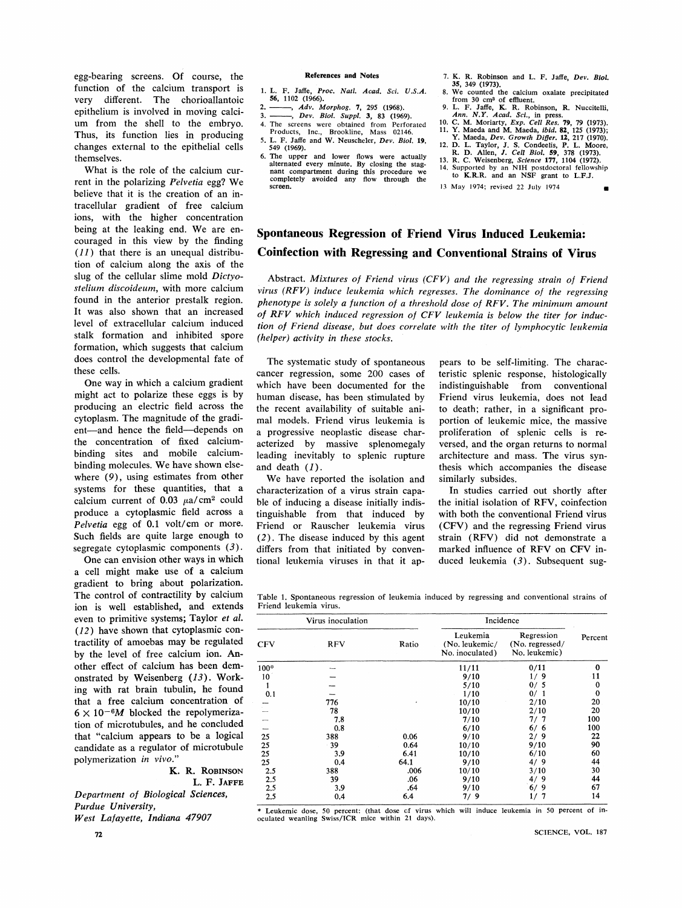egg-bearing screens. Of course, the function of the calcium transport is very different. The chorioallantoic epithelium is involved in moving calcium from the shell to the embryo. Thus, its function lies in producing changes external to the epithelial cells themselves.

What is the role of the calcium current in the polarizing *Pelvetia* egg? We believe that it is the creation of an intracellular gradient of free calcium ions, with the higher concentration being at the leaking end. We are encouraged in this view by the finding (*11*) that there is an unequal distribution of calcium along the axis of the slug of the cellular slime mold *Dictyostelium discoideum*, with more calcium found in the anterior prestalk region. It was also shown that an increased level of extracellular calcium induced stalk formation and inhibited spore formation, which suggests that calcium does control the developmental fate of these cells.

One way in which a calcium gradient might act to polarize these eggs is by producing an electric field across the cytoplasm. The magnitude of the gradient—and hence the field—depends on the concentration of fixed calcium-binding sites and mobile calcium-binding molecules. We have shown elsewhere (*9*), using estimates from other systems for these quantities, that a calcium current of 0.03 $\mu$a/cm$^2$ could produce a cytoplasmic field across a *Pelvetia* egg of 0.1 volt/cm or more. Such fields are quite large enough to segregate cytoplasmic components (*3*).

One can envision other ways in which a cell might make use of a calcium gradient to bring about polarization. The control of contractility by calcium ion is well established, and extends even to primitive systems; Taylor *et al.* (*12*) have shown that cytoplasmic contractility of amoebas may be regulated by the level of free calcium ion. Another effect of calcium has been demonstrated by Weisenberg (*13*). Working with rat brain tubulin, he found that a free calcium concentration of $6 \times 10^{-6}M$ blocked the repolymerization of microtubules, and he concluded that "calcium appears to be a logical candidate as a regulator of microtubule polymerization *in vivo*."

K. R. ROBINSON
L. F. JAFFE

*Department of Biological Sciences, Purdue University, West Lafayette, Indiana 47907*

**References and Notes**

1. L. F. Jaffe, *Proc. Natl. Acad. Sci. U.S.A.* **56**, 1102 (1966).
2. ——, *Adv. Morphog.* **7**, 295 (1968).
3. ——, *Dev. Biol. Suppl.* **3**, 83 (1969).
4. The screens were obtained from Perforated Products, Inc., Brookline, Mass 02146.
5. L. F. Jaffe and W. Neuscheler, *Dev. Biol.* **19**, 549 (1969).
6. The upper and lower flows were actually alternated every minute. By closing the stagnant compartment during this procedure we completely avoided any flow through the screen.
7. K. R. Robinson and L. F. Jaffe, *Dev. Biol.* **35**, 349 (1973).
8. We counted the calcium oxalate precipitated from 30 cm$^3$ of effluent.
9. L. F. Jaffe, K. R. Robinson, R. Nuccitelli, *Ann. N.Y. Acad. Sci.*, in press.
10. C. M. Moriarty, *Exp. Cell Res.* **79**, 79 (1973).
11. Y. Maeda and M. Maeda, *ibid.* **82**, 125 (1973); Y. Maeda, *Dev. Growth Differ.* **12**, 217 (1970).
12. D. L. Taylor, J. S. Condeelis, P. L. Moore, R. D. Allen, *J. Cell Biol.* **59**, 378 (1973).
13. R. C. Weisenberg, *Science* **177**, 1104 (1972).
14. Supported by an NIH postdoctoral fellowship to K.R.R. and an NSF grant to L.F.J.

13 May 1974; revised 22 July 1974

# Spontaneous Regression of Friend Virus Induced Leukemia: Coinfection with Regressing and Conventional Strains of Virus

*Abstract.* *Mixtures of Friend virus (CFV) and the regressing strain of Friend virus (RFV) induce leukemia which regresses. The dominance of the regressing phenotype is solely a function of a threshold dose of RFV. The minimum amount of RFV which induced regression of CFV leukemia is below the titer for induction of Friend disease, but does correlate with the titer of lymphocytic leukemia (helper) activity in these stocks.*

The systematic study of spontaneous cancer regression, some 200 cases of which have been documented for the human disease, has been stimulated by the recent availability of suitable animal models. Friend virus leukemia is a progressive neoplastic disease characterized by massive splenomegaly leading inevitably to splenic rupture and death (*1*).

We have reported the isolation and characterization of a virus strain capable of inducing a disease initially indistinguishable from that induced by Friend or Rauscher leukemia virus (*2*). The disease induced by this agent differs from that initiated by conventional leukemia viruses in that it appears to be self-limiting. The characteristic splenic response, histologically indistinguishable from conventional Friend virus leukemia, does not lead to death; rather, in a significant proportion of leukemic mice, the massive proliferation of splenic cells is reversed, and the organ returns to normal architecture and mass. The virus synthesis which accompanies the disease similarly subsides.

In studies carried out shortly after the initial isolation of RFV, coinfection with both the conventional Friend virus (CFV) and the regressing Friend virus strain (RFV) did not demonstrate a marked influence of RFV on CFV induced leukemia (*3*). Subsequent sug-

Table 1. Spontaneous regression of leukemia induced by regressing and conventional strains of Friend leukemia virus.

| Virus inoculation | | | Incidence | | |
|---|---|---|---|---|---|
| CFV | RFV | Ratio | Leukemia (No. leukemic/ No. inoculated) | Regression (No. regressed/ No. leukemic) | Percent |
| 100* | — | | 11/11 | 0/11 | 0 |
| 10 | — | | 9/10 | 1/ 9 | 11 |
| 1 | — | | 5/10 | 0/ 5 | 0 |
| 0.1 | — | | 1/10 | 0/ 1 | 0 |
| — | 776 | | 10/10 | 2/10 | 20 |
| — | 78 | | 10/10 | 2/10 | 20 |
| — | 7.8 | | 7/10 | 7/ 7 | 100 |
| — | 0.8 | | 6/10 | 6/ 6 | 100 |
| 25 | 388 | 0.06 | 9/10 | 2/ 9 | 22 |
| 25 | 39 | 0.64 | 10/10 | 9/10 | 90 |
| 25 | 3.9 | 6.41 | 10/10 | 6/10 | 60 |
| 25 | 0.4 | 64.1 | 9/10 | 4/ 9 | 44 |
| 2.5 | 388 | .006 | 10/10 | 3/10 | 30 |
| 2.5 | 39 | .06 | 9/10 | 4/ 9 | 44 |
| 2.5 | 3.9 | .64 | 9/10 | 6/ 9 | 67 |
| 2.5 | 0.4 | 6.4 | 7/ 9 | 1/ 7 | 14 |

\* Leukemic dose, 50 percent: (that dose of virus which will induce leukemia in 50 percent of inoculated weanling Swiss/ICR mice within 21 days).